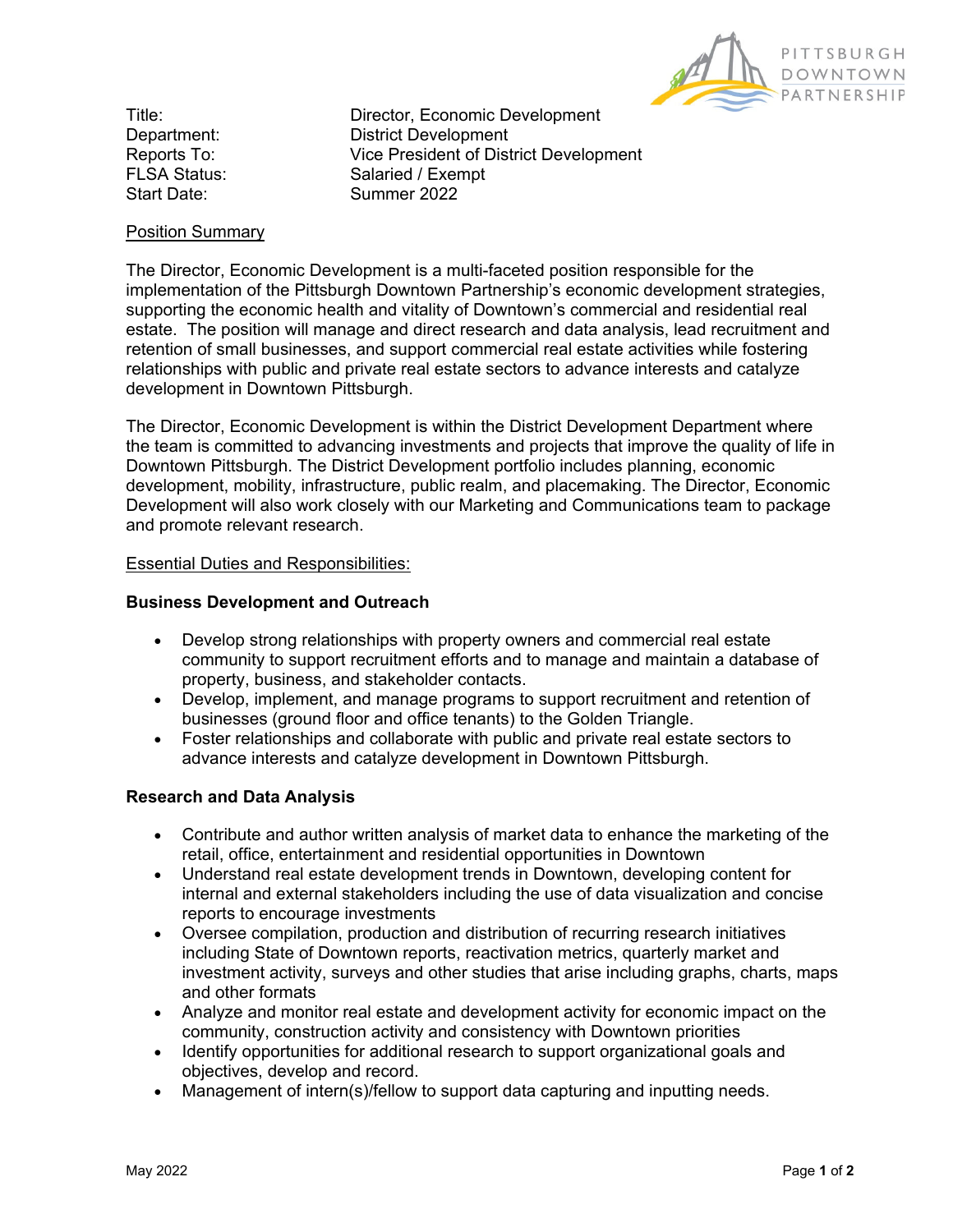Title: Director, Economic Development
Department: District Development
Reports To: Vice President of District Development
FLSA Status: Salaried / Exempt
Start Date: Summer 2022

## Position Summary

The Director, Economic Development is a multi-faceted position responsible for the implementation of the Pittsburgh Downtown Partnership's economic development strategies, supporting the economic health and vitality of Downtown's commercial and residential real estate. The position will manage and direct research and data analysis, lead recruitment and retention of small businesses, and support commercial real estate activities while fostering relationships with public and private real estate sectors to advance interests and catalyze development in Downtown Pittsburgh.

The Director, Economic Development is within the District Development Department where the team is committed to advancing investments and projects that improve the quality of life in Downtown Pittsburgh. The District Development portfolio includes planning, economic development, mobility, infrastructure, public realm, and placemaking. The Director, Economic Development will also work closely with our Marketing and Communications team to package and promote relevant research.

## Essential Duties and Responsibilities:

### Business Development and Outreach

- Develop strong relationships with property owners and commercial real estate community to support recruitment efforts and to manage and maintain a database of property, business, and stakeholder contacts.
- Develop, implement, and manage programs to support recruitment and retention of businesses (ground floor and office tenants) to the Golden Triangle.
- Foster relationships and collaborate with public and private real estate sectors to advance interests and catalyze development in Downtown Pittsburgh.

### Research and Data Analysis

- Contribute and author written analysis of market data to enhance the marketing of the retail, office, entertainment and residential opportunities in Downtown
- Understand real estate development trends in Downtown, developing content for internal and external stakeholders including the use of data visualization and concise reports to encourage investments
- Oversee compilation, production and distribution of recurring research initiatives including State of Downtown reports, reactivation metrics, quarterly market and investment activity, surveys and other studies that arise including graphs, charts, maps and other formats
- Analyze and monitor real estate and development activity for economic impact on the community, construction activity and consistency with Downtown priorities
- Identify opportunities for additional research to support organizational goals and objectives, develop and record.
- Management of intern(s)/fellow to support data capturing and inputting needs.

May 2022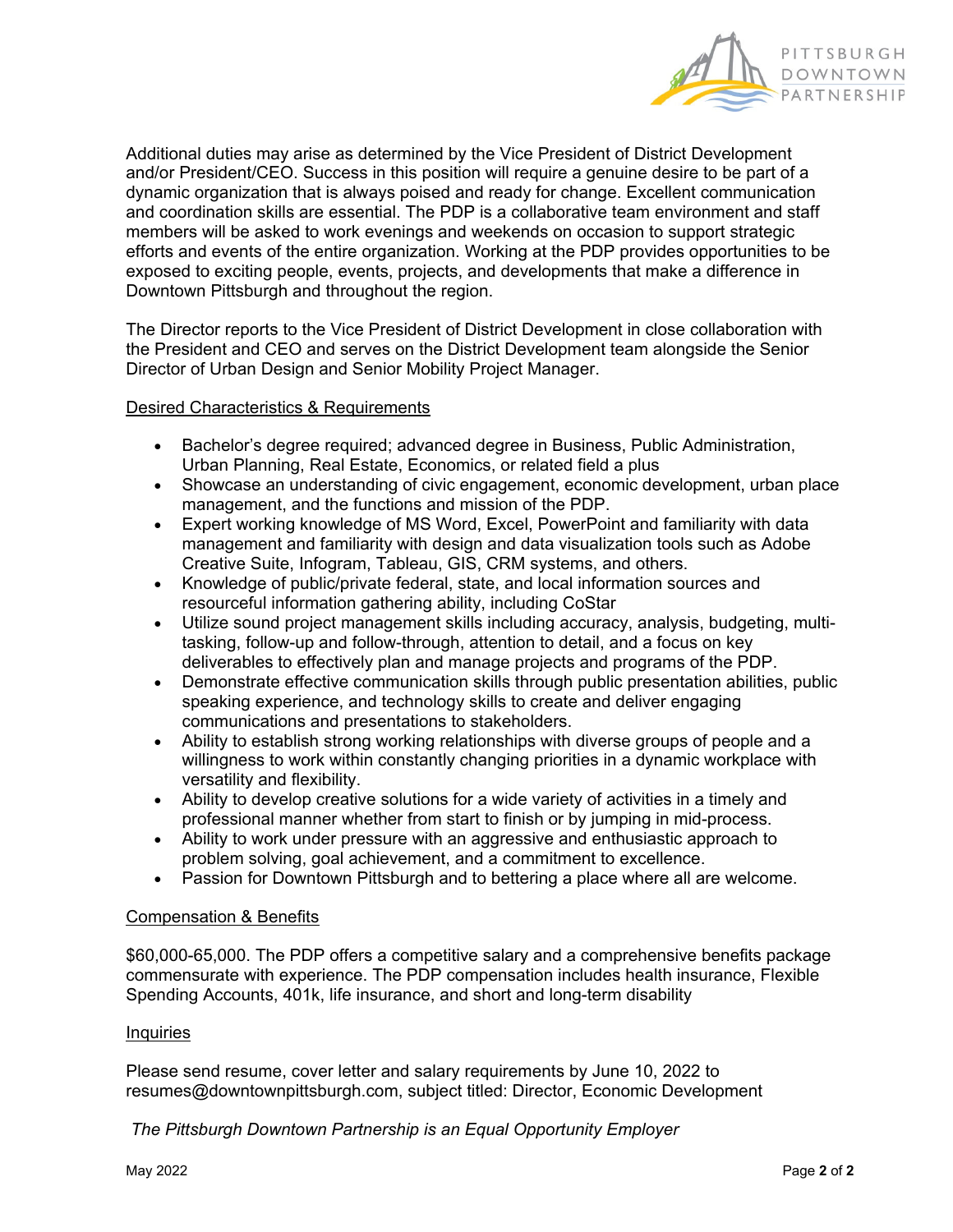Additional duties may arise as determined by the Vice President of District Development and/or President/CEO. Success in this position will require a genuine desire to be part of a dynamic organization that is always poised and ready for change. Excellent communication and coordination skills are essential. The PDP is a collaborative team environment and staff members will be asked to work evenings and weekends on occasion to support strategic efforts and events of the entire organization. Working at the PDP provides opportunities to be exposed to exciting people, events, projects, and developments that make a difference in Downtown Pittsburgh and throughout the region.

The Director reports to the Vice President of District Development in close collaboration with the President and CEO and serves on the District Development team alongside the Senior Director of Urban Design and Senior Mobility Project Manager.

## Desired Characteristics & Requirements

- Bachelor's degree required; advanced degree in Business, Public Administration, Urban Planning, Real Estate, Economics, or related field a plus
- Showcase an understanding of civic engagement, economic development, urban place management, and the functions and mission of the PDP.
- Expert working knowledge of MS Word, Excel, PowerPoint and familiarity with data management and familiarity with design and data visualization tools such as Adobe Creative Suite, Infogram, Tableau, GIS, CRM systems, and others.
- Knowledge of public/private federal, state, and local information sources and resourceful information gathering ability, including CoStar
- Utilize sound project management skills including accuracy, analysis, budgeting, multi-tasking, follow-up and follow-through, attention to detail, and a focus on key deliverables to effectively plan and manage projects and programs of the PDP.
- Demonstrate effective communication skills through public presentation abilities, public speaking experience, and technology skills to create and deliver engaging communications and presentations to stakeholders.
- Ability to establish strong working relationships with diverse groups of people and a willingness to work within constantly changing priorities in a dynamic workplace with versatility and flexibility.
- Ability to develop creative solutions for a wide variety of activities in a timely and professional manner whether from start to finish or by jumping in mid-process.
- Ability to work under pressure with an aggressive and enthusiastic approach to problem solving, goal achievement, and a commitment to excellence.
- Passion for Downtown Pittsburgh and to bettering a place where all are welcome.

## Compensation & Benefits

$60,000-65,000. The PDP offers a competitive salary and a comprehensive benefits package commensurate with experience. The PDP compensation includes health insurance, Flexible Spending Accounts, 401k, life insurance, and short and long-term disability

## Inquiries

Please send resume, cover letter and salary requirements by June 10, 2022 to resumes@downtownpittsburgh.com, subject titled: Director, Economic Development

*The Pittsburgh Downtown Partnership is an Equal Opportunity Employer*

May 2022